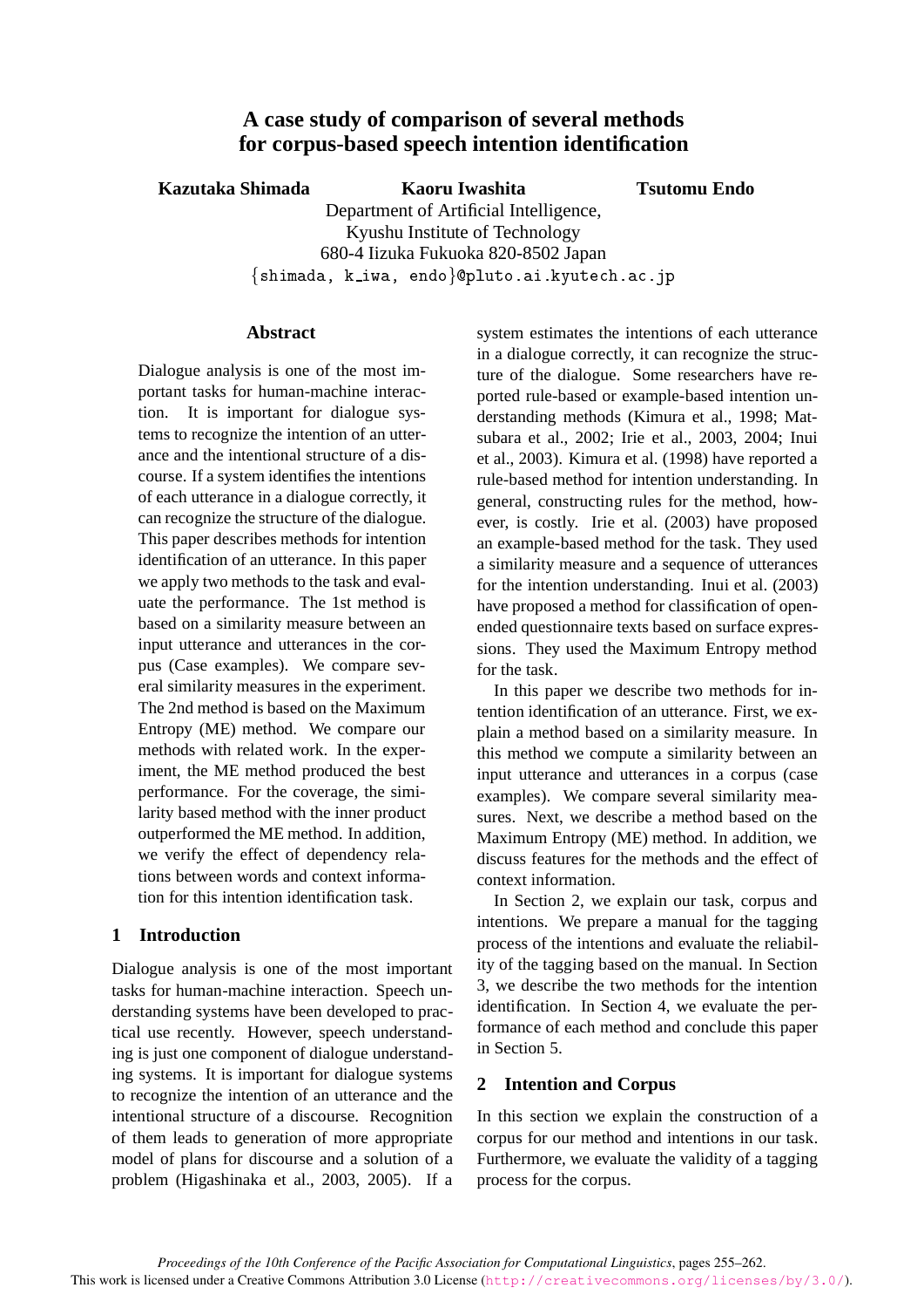# A case study of comparison of several methods for corpus-based speech intention identification

**Kazutaka Shimada** **Kaoru Iwashita** **Tsutomu Endo**

Department of Artificial Intelligence,
Kyushu Institute of Technology
680-4 Iizuka Fukuoka 820-8502 Japan
{shimada, k_iwa, endo}@pluto.ai.kyutech.ac.jp

## Abstract

Dialogue analysis is one of the most important tasks for human-machine interaction. It is important for dialogue systems to recognize the intention of an utterance and the intentional structure of a discourse. If a system identifies the intentions of each utterance in a dialogue correctly, it can recognize the structure of the dialogue. This paper describes methods for intention identification of an utterance. In this paper we apply two methods to the task and evaluate the performance. The 1st method is based on a similarity measure between an input utterance and utterances in the corpus (Case examples). We compare several similarity measures in the experiment. The 2nd method is based on the Maximum Entropy (ME) method. We compare our methods with related work. In the experiment, the ME method produced the best performance. For the coverage, the similarity based method with the inner product outperformed the ME method. In addition, we verify the effect of dependency relations between words and context information for this intention identification task.

## 1 Introduction

Dialogue analysis is one of the most important tasks for human-machine interaction. Speech understanding systems have been developed to practical use recently. However, speech understanding is just one component of dialogue understanding systems. It is important for dialogue systems to recognize the intention of an utterance and the intentional structure of a discourse. Recognition of them leads to generation of more appropriate model of plans for discourse and a solution of a problem (Higashinaka et al., 2003, 2005). If a system estimates the intentions of each utterance in a dialogue correctly, it can recognize the structure of the dialogue. Some researchers have reported rule-based or example-based intention understanding methods (Kimura et al., 1998; Matsubara et al., 2002; Irie et al., 2003, 2004; Inui et al., 2003). Kimura et al. (1998) have reported a rule-based method for intention understanding. In general, constructing rules for the method, however, is costly. Irie et al. (2003) have proposed an example-based method for the task. They used a similarity measure and a sequence of utterances for the intention understanding. Inui et al. (2003) have proposed a method for classification of open-ended questionnaire texts based on surface expressions. They used the Maximum Entropy method for the task.

In this paper we describe two methods for intention identification of an utterance. First, we explain a method based on a similarity measure. In this method we compute a similarity between an input utterance and utterances in a corpus (case examples). We compare several similarity measures. Next, we describe a method based on the Maximum Entropy (ME) method. In addition, we discuss features for the methods and the effect of context information.

In Section 2, we explain our task, corpus and intentions. We prepare a manual for the tagging process of the intentions and evaluate the reliability of the tagging based on the manual. In Section 3, we describe the two methods for the intention identification. In Section 4, we evaluate the performance of each method and conclude this paper in Section 5.

## 2 Intention and Corpus

In this section we explain the construction of a corpus for our method and intentions in our task. Furthermore, we evaluate the validity of a tagging process for the corpus.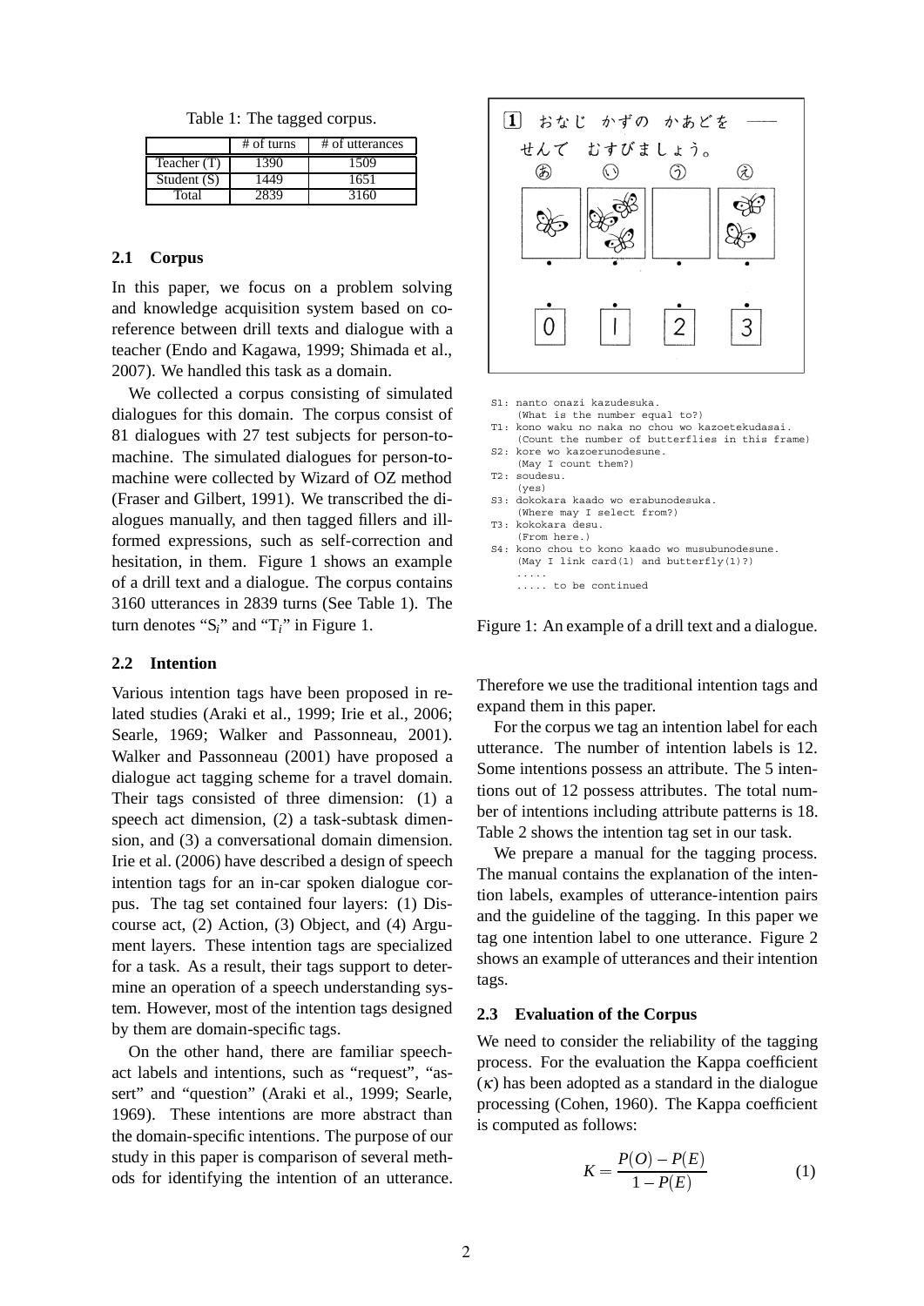Table 1: The tagged corpus.

| | # of turns | # of utterances |
|---|---|---|
| Teacher (T) | 1390 | 1509 |
| Student (S) | 1449 | 1651 |
| Total | 2839 | 3160 |

### 2.1 Corpus

In this paper, we focus on a problem solving and knowledge acquisition system based on coreference between drill texts and dialogue with a teacher (Endo and Kagawa, 1999; Shimada et al., 2007). We handled this task as a domain.

We collected a corpus consisting of simulated dialogues for this domain. The corpus consist of 81 dialogues with 27 test subjects for person-to-machine. The simulated dialogues for person-to-machine were collected by Wizard of OZ method (Fraser and Gilbert, 1991). We transcribed the dialogues manually, and then tagged fillers and ill-formed expressions, such as self-correction and hesitation, in them. Figure 1 shows an example of a drill text and a dialogue. The corpus contains 3160 utterances in 2839 turns (See Table 1). The turn denotes "$S_i$" and "$T_i$" in Figure 1.

1 おなじ かずの かあどを —— せんで むすびましょう。

あ い う え

0 1 2 3

```
S1: nanto onazi kazudesuka.
    (What is the number equal to?)
T1: kono waku no naka no chou wo kazoetekudasai.
    (Count the number of butterflies in this frame)
S2: kore wo kazoerunodesune.
    (May I count them?)
T2: soudesu.
    (yes)
S3: dokokara kaado wo erabunodesuka.
    (Where may I select from?)
T3: kokokara desu.
    (From here.)
S4: kono chou to kono kaado wo musubunodesune.
    (May I link card(1) and butterfly(1)?)
    .....
    ..... to be continued
```

Figure 1: An example of a drill text and a dialogue.

### 2.2 Intention

Various intention tags have been proposed in related studies (Araki et al., 1999; Irie et al., 2006; Searle, 1969; Walker and Passonneau, 2001). Walker and Passonneau (2001) have proposed a dialogue act tagging scheme for a travel domain. Their tags consisted of three dimension: (1) a speech act dimension, (2) a task-subtask dimension, and (3) a conversational domain dimension. Irie et al. (2006) have described a design of speech intention tags for an in-car spoken dialogue corpus. The tag set contained four layers: (1) Discourse act, (2) Action, (3) Object, and (4) Argument layers. These intention tags are specialized for a task. As a result, their tags support to determine an operation of a speech understanding system. However, most of the intention tags designed by them are domain-specific tags.

On the other hand, there are familiar speech-act labels and intentions, such as "request", "assert" and "question" (Araki et al., 1999; Searle, 1969). These intentions are more abstract than the domain-specific intentions. The purpose of our study in this paper is comparison of several methods for identifying the intention of an utterance. Therefore we use the traditional intention tags and expand them in this paper.

For the corpus we tag an intention label for each utterance. The number of intention labels is 12. Some intentions possess an attribute. The 5 intentions out of 12 possess attributes. The total number of intentions including attribute patterns is 18. Table 2 shows the intention tag set in our task.

We prepare a manual for the tagging process. The manual contains the explanation of the intention labels, examples of utterance-intention pairs and the guideline of the tagging. In this paper we tag one intention label to one utterance. Figure 2 shows an example of utterances and their intention tags.

### 2.3 Evaluation of the Corpus

We need to consider the reliability of the tagging process. For the evaluation the Kappa coefficient ($\kappa$) has been adopted as a standard in the dialogue processing (Cohen, 1960). The Kappa coefficient is computed as follows:

$$K = \frac{P(O) - P(E)}{1 - P(E)} \quad (1)$$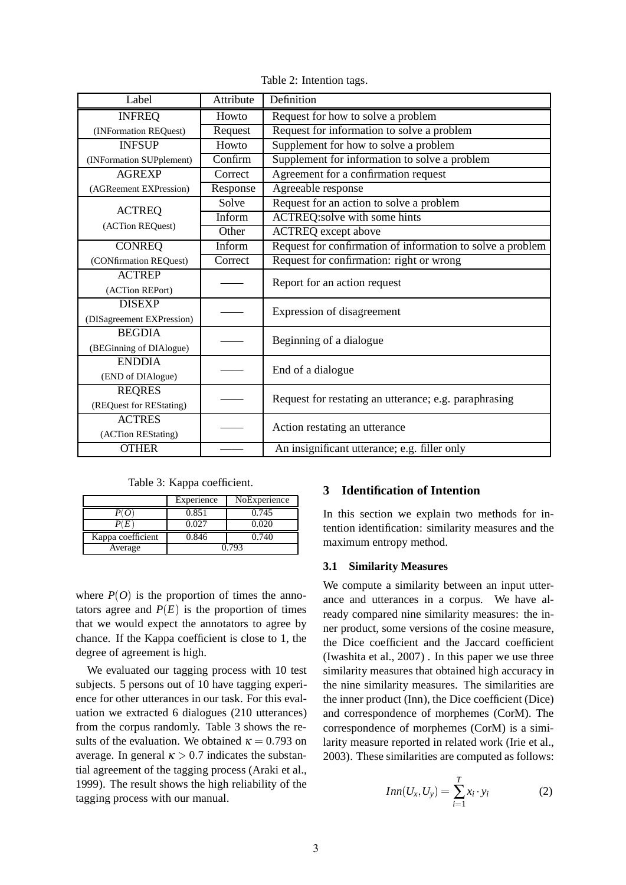Table 2: Intention tags.

| Label | Attribute | Definition |
|---|---|---|
| INFREQ | Howto | Request for how to solve a problem |
| (INFormation REQuest) | Request | Request for information to solve a problem |
| INFSUP | Howto | Supplement for how to solve a problem |
| (INFormation SUPplement) | Confirm | Supplement for information to solve a problem |
| AGREXP | Correct | Agreement for a confirmation request |
| (AGReement EXPression) | Response | Agreeable response |
| ACTREQ (ACTion REQuest) | Solve | Request for an action to solve a problem |
| | Inform | ACTREQ:solve with some hints |
| | Other | ACTREQ except above |
| CONREQ | Inform | Request for confirmation of information to solve a problem |
| (CONfirmation REQuest) | Correct | Request for confirmation: right or wrong |
| ACTREP (ACTion REPort) | —— | Report for an action request |
| DISEXP (DISagreement EXPression) | —— | Expression of disagreement |
| BEGDIA (BEGinning of DIAlogue) | —— | Beginning of a dialogue |
| ENDDIA (END of DIAlogue) | —— | End of a dialogue |
| REQRES (REQuest for REStating) | —— | Request for restating an utterance; e.g. paraphrasing |
| ACTRES (ACTion REStating) | —— | Action restating an utterance |
| OTHER | —— | An insignificant utterance; e.g. filler only |

Table 3: Kappa coefficient.

| | Experience | NoExperience |
|---|---|---|
| $P(O)$ | 0.851 | 0.745 |
| $P(E)$ | 0.027 | 0.020 |
| Kappa coefficient | 0.846 | 0.740 |
| Average | 0.793 | |

where $P(O)$ is the proportion of times the annotators agree and $P(E)$ is the proportion of times that we would expect the annotators to agree by chance. If the Kappa coefficient is close to 1, the degree of agreement is high.

We evaluated our tagging process with 10 test subjects. 5 persons out of 10 have tagging experience for other utterances in our task. For this evaluation we extracted 6 dialogues (210 utterances) from the corpus randomly. Table 3 shows the results of the evaluation. We obtained $\kappa = 0.793$ on average. In general $\kappa > 0.7$ indicates the substantial agreement of the tagging process (Araki et al., 1999). The result shows the high reliability of the tagging process with our manual.

## 3 Identification of Intention

In this section we explain two methods for intention identification: similarity measures and the maximum entropy method.

### 3.1 Similarity Measures

We compute a similarity between an input utterance and utterances in a corpus. We have already compared nine similarity measures: the inner product, some versions of the cosine measure, the Dice coefficient and the Jaccard coefficient (Iwashita et al., 2007) . In this paper we use three similarity measures that obtained high accuracy in the nine similarity measures. The similarities are the inner product (Inn), the Dice coefficient (Dice) and correspondence of morphemes (CorM). The correspondence of morphemes (CorM) is a similarity measure reported in related work (Irie et al., 2003). These similarities are computed as follows:

$$Inn(U_x, U_y) = \sum_{i=1}^{T} x_i \cdot y_i \qquad (2)$$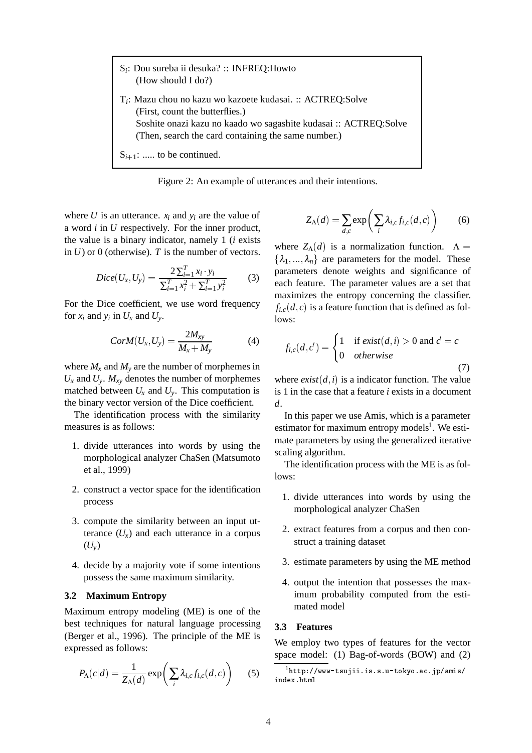$S_i$: Dou sureba ii desuka? :: INFREQ:Howto
(How should I do?)

$T_i$: Mazu chou no kazu wo kazoete kudasai. :: ACTREQ:Solve
(First, count the butterflies.)
Soshite onazi kazu no kaado wo sagashite kudasai :: ACTREQ:Solve
(Then, search the card containing the same number.)

$S_{i+1}$: ..... to be continued.

Figure 2: An example of utterances and their intentions.

where $U$ is an utterance. $x_i$ and $y_i$ are the value of a word $i$ in $U$ respectively. For the inner product, the value is a binary indicator, namely 1 ($i$ exists in $U$) or 0 (otherwise). $T$ is the number of vectors.

$$Dice(U_x, U_y) = \frac{2\sum_{i=1}^{T} x_i \cdot y_i}{\sum_{i=1}^{T} x_i^2 + \sum_{i=1}^{T} y_i^2} \quad (3)$$

For the Dice coefficient, we use word frequency for $x_i$ and $y_i$ in $U_x$ and $U_y$.

$$CorM(U_x, U_y) = \frac{2M_{xy}}{M_x + M_y} \quad (4)$$

where $M_x$ and $M_y$ are the number of morphemes in $U_x$ and $U_y$. $M_{xy}$ denotes the number of morphemes matched between $U_x$ and $U_y$. This computation is the binary vector version of the Dice coefficient.

The identification process with the similarity measures is as follows:

1. divide utterances into words by using the morphological analyzer ChaSen (Matsumoto et al., 1999)
2. construct a vector space for the identification process
3. compute the similarity between an input utterance ($U_x$) and each utterance in a corpus ($U_y$)
4. decide by a majority vote if some intentions possess the same maximum similarity.

### 3.2 Maximum Entropy

Maximum entropy modeling (ME) is one of the best techniques for natural language processing (Berger et al., 1996). The principle of the ME is expressed as follows:

$$P_\Lambda(c|d) = \frac{1}{Z_\Lambda(d)} \exp\left(\sum_i \lambda_{i,c} f_{i,c}(d,c)\right) \quad (5)$$

$$Z_\Lambda(d) = \sum_{d,c} \exp\left(\sum_i \lambda_{i,c} f_{i,c}(d,c)\right) \quad (6)$$

where $Z_\Lambda(d)$ is a normalization function. $\Lambda = \{\lambda_1, ..., \lambda_n\}$ are parameters for the model. These parameters denote weights and significance of each feature. The parameter values are a set that maximizes the entropy concerning the classifier. $f_{i,c}(d,c)$ is a feature function that is defined as follows:

$$f_{i,c}(d,c') = \begin{cases} 1 & \text{if } exist(d,i) > 0 \text{ and } c' = c \\ 0 & otherwise \end{cases} \quad (7)$$

where $exist(d,i)$ is a indicator function. The value is 1 in the case that a feature $i$ exists in a document $d$.

In this paper we use Amis, which is a parameter estimator for maximum entropy models[1]. We estimate parameters by using the generalized iterative scaling algorithm.

The identification process with the ME is as follows:

1. divide utterances into words by using the morphological analyzer ChaSen
2. extract features from a corpus and then construct a training dataset
3. estimate parameters by using the ME method
4. output the intention that possesses the maximum probability computed from the estimated model

### 3.3 Features

We employ two types of features for the vector space model: (1) Bag-of-words (BOW) and (2)

[1] http://www-tsujii.is.s.u-tokyo.ac.jp/amis/index.html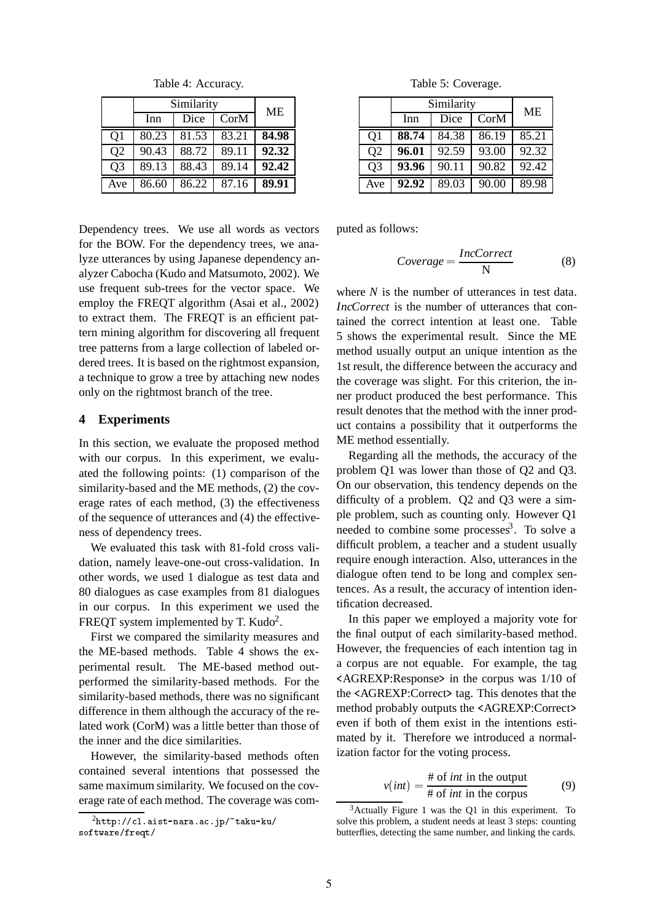Table 4: Accuracy.

| | Similarity | | | ME |
|---|---|---|---|---|
| | Inn | Dice | CorM | |
| Q1 | 80.23 | 81.53 | 83.21 | **84.98** |
| Q2 | 90.43 | 88.72 | 89.11 | **92.32** |
| Q3 | 89.13 | 88.43 | 89.14 | **92.42** |
| Ave | 86.60 | 86.22 | 87.16 | **89.91** |

Table 5: Coverage.

| | Similarity | | | ME |
|---|---|---|---|---|
| | Inn | Dice | CorM | |
| Q1 | **88.74** | 84.38 | 86.19 | 85.21 |
| Q2 | **96.01** | 92.59 | 93.00 | 92.32 |
| Q3 | **93.96** | 90.11 | 90.82 | 92.42 |
| Ave | **92.92** | 89.03 | 90.00 | 89.98 |

Dependency trees. We use all words as vectors for the BOW. For the dependency trees, we analyze utterances by using Japanese dependency analyzer Cabocha (Kudo and Matsumoto, 2002). We use frequent sub-trees for the vector space. We employ the FREQT algorithm (Asai et al., 2002) to extract them. The FREQT is an efficient pattern mining algorithm for discovering all frequent tree patterns from a large collection of labeled ordered trees. It is based on the rightmost expansion, a technique to grow a tree by attaching new nodes only on the rightmost branch of the tree.

## 4 Experiments

In this section, we evaluate the proposed method with our corpus. In this experiment, we evaluated the following points: (1) comparison of the similarity-based and the ME methods, (2) the coverage rates of each method, (3) the effectiveness of the sequence of utterances and (4) the effectiveness of dependency trees.

We evaluated this task with 81-fold cross validation, namely leave-one-out cross-validation. In other words, we used 1 dialogue as test data and 80 dialogues as case examples from 81 dialogues in our corpus. In this experiment we used the FREQT system implemented by T. Kudo[2].

First we compared the similarity measures and the ME-based methods. Table 4 shows the experimental result. The ME-based method outperformed the similarity-based methods. For the similarity-based methods, there was no significant difference in them although the accuracy of the related work (CorM) was a little better than those of the inner and the dice similarities.

However, the similarity-based methods often contained several intentions that possessed the same maximum similarity. We focused on the coverage rate of each method. The coverage was computed as follows:

$$Coverage = \frac{IncCorrect}{\text{N}} \quad (8)$$

where $N$ is the number of utterances in test data. *IncCorrect* is the number of utterances that contained the correct intention at least one. Table 5 shows the experimental result. Since the ME method usually output an unique intention as the 1st result, the difference between the accuracy and the coverage was slight. For this criterion, the inner product produced the best performance. This result denotes that the method with the inner product contains a possibility that it outperforms the ME method essentially.

Regarding all the methods, the accuracy of the problem Q1 was lower than those of Q2 and Q3. On our observation, this tendency depends on the difficulty of a problem. Q2 and Q3 were a simple problem, such as counting only. However Q1 needed to combine some processes[3]. To solve a difficult problem, a teacher and a student usually require enough interaction. Also, utterances in the dialogue often tend to be long and complex sentences. As a result, the accuracy of intention identification decreased.

In this paper we employed a majority vote for the final output of each similarity-based method. However, the frequencies of each intention tag in a corpus are not equable. For example, the tag <AGREXP:Response> in the corpus was 1/10 of the <AGREXP:Correct> tag. This denotes that the method probably outputs the <AGREXP:Correct> even if both of them exist in the intentions estimated by it. Therefore we introduced a normalization factor for the voting process.

$$v(int) = \frac{\text{\# of } int \text{ in the output}}{\text{\# of } int \text{ in the corpus}} \quad (9)$$

[2] `http://cl.aist-nara.ac.jp/~taku-ku/software/freqt/`

[3] Actually Figure 1 was the Q1 in this experiment. To solve this problem, a student needs at least 3 steps: counting butterflies, detecting the same number, and linking the cards.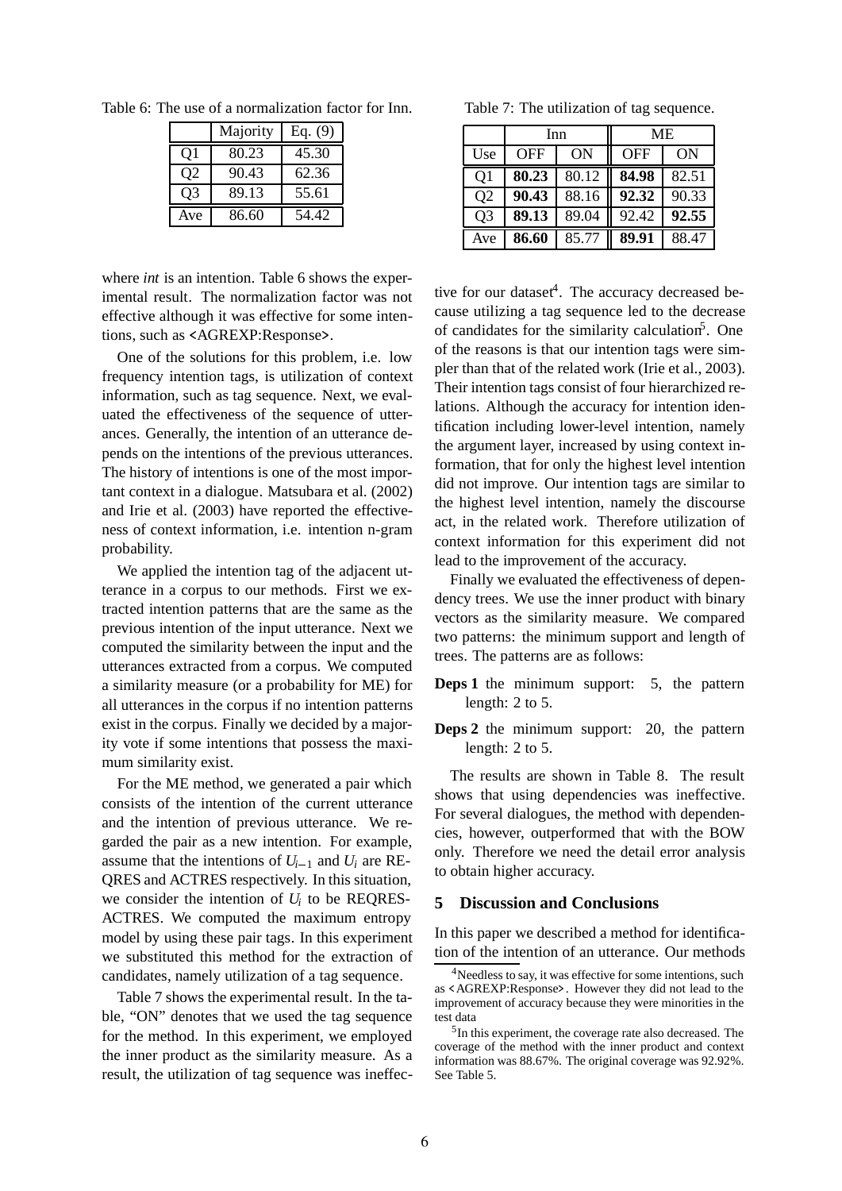Table 6: The use of a normalization factor for Inn.

|  | Majority | Eq. (9) |
|---|---|---|
| Q1 | 80.23 | 45.30 |
| Q2 | 90.43 | 62.36 |
| Q3 | 89.13 | 55.61 |
| Ave | 86.60 | 54.42 |

Table 7: The utilization of tag sequence.

|  | Inn |  | ME |  |
|---|---|---|---|---|
| Use | OFF | ON | OFF | ON |
| Q1 | **80.23** | 80.12 | **84.98** | 82.51 |
| Q2 | **90.43** | 88.16 | **92.32** | 90.33 |
| Q3 | **89.13** | 89.04 | 92.42 | **92.55** |
| Ave | **86.60** | 85.77 | **89.91** | 88.47 |

where *int* is an intention. Table 6 shows the experimental result. The normalization factor was not effective although it was effective for some intentions, such as <AGREXP:Response>.

One of the solutions for this problem, i.e. low frequency intention tags, is utilization of context information, such as tag sequence. Next, we evaluated the effectiveness of the sequence of utterances. Generally, the intention of an utterance depends on the intentions of the previous utterances. The history of intentions is one of the most important context in a dialogue. Matsubara et al. (2002) and Irie et al. (2003) have reported the effectiveness of context information, i.e. intention n-gram probability.

We applied the intention tag of the adjacent utterance in a corpus to our methods. First we extracted intention patterns that are the same as the previous intention of the input utterance. Next we computed the similarity between the input and the utterances extracted from a corpus. We computed a similarity measure (or a probability for ME) for all utterances in the corpus if no intention patterns exist in the corpus. Finally we decided by a majority vote if some intentions that possess the maximum similarity exist.

For the ME method, we generated a pair which consists of the intention of the current utterance and the intention of previous utterance. We regarded the pair as a new intention. For example, assume that the intentions of $U_{i-1}$ and $U_i$ are REQRES and ACTRES respectively. In this situation, we consider the intention of $U_i$ to be REQRES-ACTRES. We computed the maximum entropy model by using these pair tags. In this experiment we substituted this method for the extraction of candidates, namely utilization of a tag sequence.

Table 7 shows the experimental result. In the table, "ON" denotes that we used the tag sequence for the method. In this experiment, we employed the inner product as the similarity measure. As a result, the utilization of tag sequence was ineffective for our dataset[4]. The accuracy decreased because utilizing a tag sequence led to the decrease of candidates for the similarity calculation[5]. One of the reasons is that our intention tags were simpler than that of the related work (Irie et al., 2003). Their intention tags consist of four hierarchized relations. Although the accuracy for intention identification including lower-level intention, namely the argument layer, increased by using context information, that for only the highest level intention did not improve. Our intention tags are similar to the highest level intention, namely the discourse act, in the related work. Therefore utilization of context information for this experiment did not lead to the improvement of the accuracy.

Finally we evaluated the effectiveness of dependency trees. We use the inner product with binary vectors as the similarity measure. We compared two patterns: the minimum support and length of trees. The patterns are as follows:

**Deps 1** the minimum support: 5, the pattern length: 2 to 5.

**Deps 2** the minimum support: 20, the pattern length: 2 to 5.

The results are shown in Table 8. The result shows that using dependencies was ineffective. For several dialogues, the method with dependencies, however, outperformed that with the BOW only. Therefore we need the detail error analysis to obtain higher accuracy.

## 5 Discussion and Conclusions

In this paper we described a method for identification of the intention of an utterance. Our methods

[4] Needless to say, it was effective for some intentions, such as <AGREXP:Response>. However they did not lead to the improvement of accuracy because they were minorities in the test data

[5] In this experiment, the coverage rate also decreased. The coverage of the method with the inner product and context information was 88.67%. The original coverage was 92.92%. See Table 5.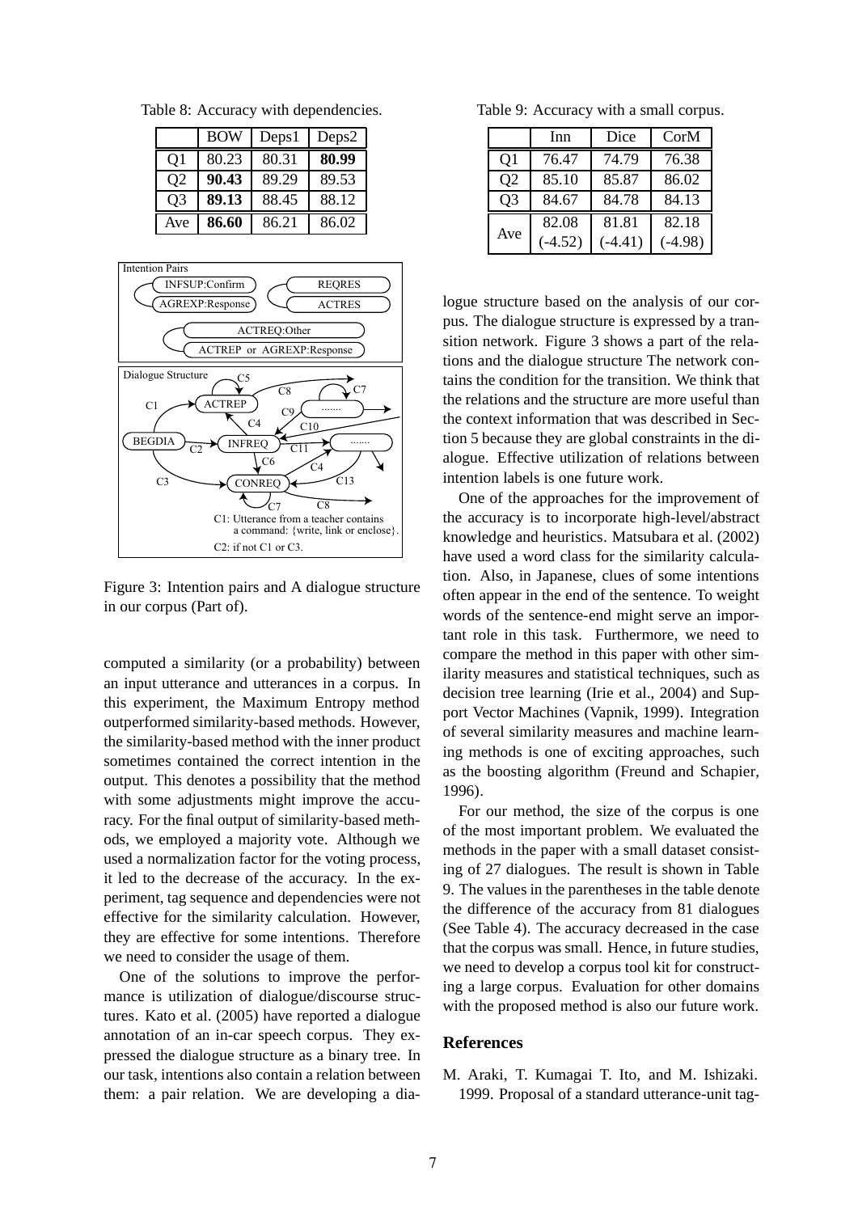Table 8: Accuracy with dependencies.

| | BOW | Deps1 | Deps2 |
|---|---|---|---|
| Q1 | 80.23 | 80.31 | **80.99** |
| Q2 | **90.43** | 89.29 | 89.53 |
| Q3 | **89.13** | 88.45 | 88.12 |
| Ave | **86.60** | 86.21 | 86.02 |

Figure 3: Intention pairs and A dialogue structure in our corpus (Part of).

computed a similarity (or a probability) between an input utterance and utterances in a corpus. In this experiment, the Maximum Entropy method outperformed similarity-based methods. However, the similarity-based method with the inner product sometimes contained the correct intention in the output. This denotes a possibility that the method with some adjustments might improve the accuracy. For the final output of similarity-based methods, we employed a majority vote. Although we used a normalization factor for the voting process, it led to the decrease of the accuracy. In the experiment, tag sequence and dependencies were not effective for the similarity calculation. However, they are effective for some intentions. Therefore we need to consider the usage of them.

One of the solutions to improve the performance is utilization of dialogue/discourse structures. Kato et al. (2005) have reported a dialogue annotation of an in-car speech corpus. They expressed the dialogue structure as a binary tree. In our task, intentions also contain a relation between them: a pair relation. We are developing a dialogue structure based on the analysis of our corpus. The dialogue structure is expressed by a transition network. Figure 3 shows a part of the relations and the dialogue structure The network contains the condition for the transition. We think that the relations and the structure are more useful than the context information that was described in Section 5 because they are global constraints in the dialogue. Effective utilization of relations between intention labels is one future work.

Table 9: Accuracy with a small corpus.

| | Inn | Dice | CorM |
|---|---|---|---|
| Q1 | 76.47 | 74.79 | 76.38 |
| Q2 | 85.10 | 85.87 | 86.02 |
| Q3 | 84.67 | 84.78 | 84.13 |
| Ave | 82.08 (-4.52) | 81.81 (-4.41) | 82.18 (-4.98) |

One of the approaches for the improvement of the accuracy is to incorporate high-level/abstract knowledge and heuristics. Matsubara et al. (2002) have used a word class for the similarity calculation. Also, in Japanese, clues of some intentions often appear in the end of the sentence. To weight words of the sentence-end might serve an important role in this task. Furthermore, we need to compare the method in this paper with other similarity measures and statistical techniques, such as decision tree learning (Irie et al., 2004) and Support Vector Machines (Vapnik, 1999). Integration of several similarity measures and machine learning methods is one of exciting approaches, such as the boosting algorithm (Freund and Schapier, 1996).

For our method, the size of the corpus is one of the most important problem. We evaluated the methods in the paper with a small dataset consisting of 27 dialogues. The result is shown in Table 9. The values in the parentheses in the table denote the difference of the accuracy from 81 dialogues (See Table 4). The accuracy decreased in the case that the corpus was small. Hence, in future studies, we need to develop a corpus tool kit for constructing a large corpus. Evaluation for other domains with the proposed method is also our future work.

## References

M. Araki, T. Kumagai T. Ito, and M. Ishizaki. 1999. Proposal of a standard utterance-unit tag-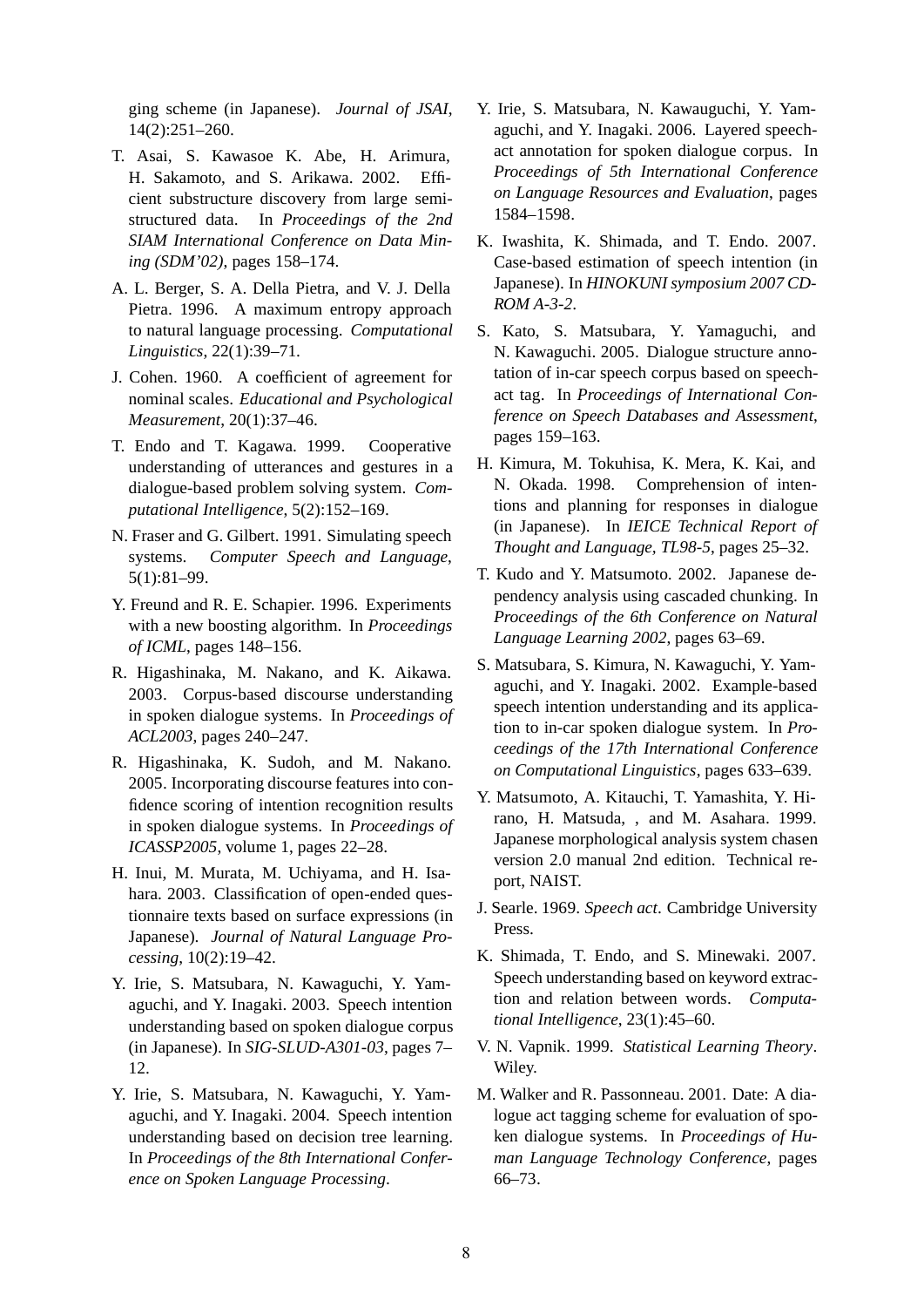ging scheme (in Japanese). *Journal of JSAI*, 14(2):251–260.

T. Asai, S. Kawasoe K. Abe, H. Arimura, H. Sakamoto, and S. Arikawa. 2002. Efficient substructure discovery from large semi-structured data. In *Proceedings of the 2nd SIAM International Conference on Data Mining (SDM'02)*, pages 158–174.

A. L. Berger, S. A. Della Pietra, and V. J. Della Pietra. 1996. A maximum entropy approach to natural language processing. *Computational Linguistics*, 22(1):39–71.

J. Cohen. 1960. A coefficient of agreement for nominal scales. *Educational and Psychological Measurement*, 20(1):37–46.

T. Endo and T. Kagawa. 1999. Cooperative understanding of utterances and gestures in a dialogue-based problem solving system. *Computational Intelligence*, 5(2):152–169.

N. Fraser and G. Gilbert. 1991. Simulating speech systems. *Computer Speech and Language*, 5(1):81–99.

Y. Freund and R. E. Schapier. 1996. Experiments with a new boosting algorithm. In *Proceedings of ICML*, pages 148–156.

R. Higashinaka, M. Nakano, and K. Aikawa. 2003. Corpus-based discourse understanding in spoken dialogue systems. In *Proceedings of ACL2003*, pages 240–247.

R. Higashinaka, K. Sudoh, and M. Nakano. 2005. Incorporating discourse features into confidence scoring of intention recognition results in spoken dialogue systems. In *Proceedings of ICASSP2005*, volume 1, pages 22–28.

H. Inui, M. Murata, M. Uchiyama, and H. Isahara. 2003. Classification of open-ended questionnaire texts based on surface expressions (in Japanese). *Journal of Natural Language Processing*, 10(2):19–42.

Y. Irie, S. Matsubara, N. Kawaguchi, Y. Yamaguchi, and Y. Inagaki. 2003. Speech intention understanding based on spoken dialogue corpus (in Japanese). In *SIG-SLUD-A301-03*, pages 7–12.

Y. Irie, S. Matsubara, N. Kawaguchi, Y. Yamaguchi, and Y. Inagaki. 2004. Speech intention understanding based on decision tree learning. In *Proceedings of the 8th International Conference on Spoken Language Processing*.

Y. Irie, S. Matsubara, N. Kawauguchi, Y. Yamaguchi, and Y. Inagaki. 2006. Layered speech-act annotation for spoken dialogue corpus. In *Proceedings of 5th International Conference on Language Resources and Evaluation*, pages 1584–1598.

K. Iwashita, K. Shimada, and T. Endo. 2007. Case-based estimation of speech intention (in Japanese). In *HINOKUNI symposium 2007 CD-ROM A-3-2*.

S. Kato, S. Matsubara, Y. Yamaguchi, and N. Kawaguchi. 2005. Dialogue structure annotation of in-car speech corpus based on speech-act tag. In *Proceedings of International Conference on Speech Databases and Assessment*, pages 159–163.

H. Kimura, M. Tokuhisa, K. Mera, K. Kai, and N. Okada. 1998. Comprehension of intentions and planning for responses in dialogue (in Japanese). In *IEICE Technical Report of Thought and Language, TL98-5*, pages 25–32.

T. Kudo and Y. Matsumoto. 2002. Japanese dependency analysis using cascaded chunking. In *Proceedings of the 6th Conference on Natural Language Learning 2002*, pages 63–69.

S. Matsubara, S. Kimura, N. Kawaguchi, Y. Yamaguchi, and Y. Inagaki. 2002. Example-based speech intention understanding and its application to in-car spoken dialogue system. In *Proceedings of the 17th International Conference on Computational Linguistics*, pages 633–639.

Y. Matsumoto, A. Kitauchi, T. Yamashita, Y. Hirano, H. Matsuda, , and M. Asahara. 1999. Japanese morphological analysis system chasen version 2.0 manual 2nd edition. Technical report, NAIST.

J. Searle. 1969. *Speech act*. Cambridge University Press.

K. Shimada, T. Endo, and S. Minewaki. 2007. Speech understanding based on keyword extraction and relation between words. *Computational Intelligence*, 23(1):45–60.

V. N. Vapnik. 1999. *Statistical Learning Theory*. Wiley.

M. Walker and R. Passonneau. 2001. Date: A dialogue act tagging scheme for evaluation of spoken dialogue systems. In *Proceedings of Human Language Technology Conference*, pages 66–73.